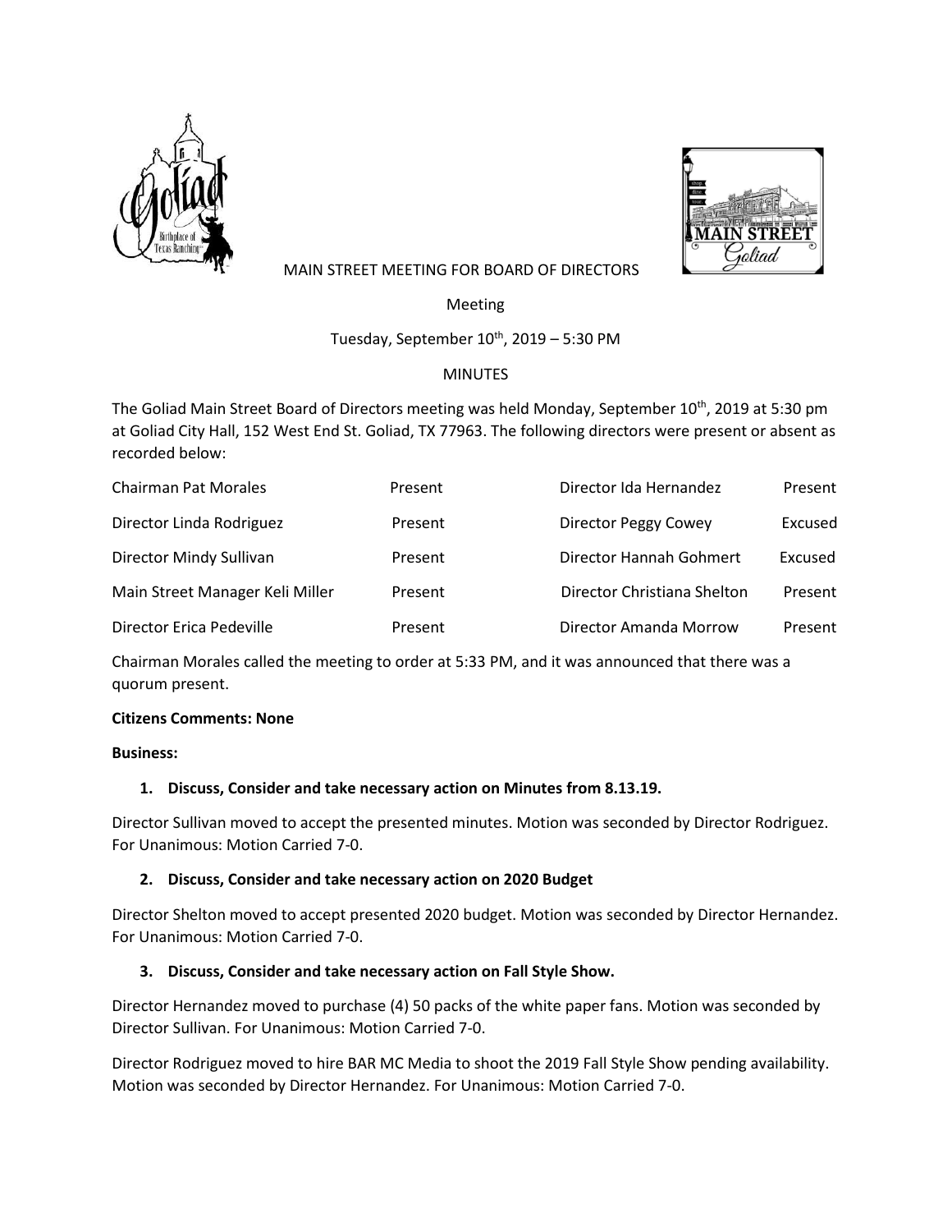MAIN STREET MEETING FOR BOARD OF DIRECTORS

Meeting

Tuesday, September 10th, 2019 – 5:30 PM

MINUTES

The Goliad Main Street Board of Directors meeting was held Monday, September 10th, 2019 at 5:30 pm at Goliad City Hall, 152 West End St. Goliad, TX 77963. The following directors were present or absent as recorded below:

| | | | |
|---|---|---|---|
| Chairman Pat Morales | Present | Director Ida Hernandez | Present |
| Director Linda Rodriguez | Present | Director Peggy Cowey | Excused |
| Director Mindy Sullivan | Present | Director Hannah Gohmert | Excused |
| Main Street Manager Keli Miller | Present | Director Christiana Shelton | Present |
| Director Erica Pedeville | Present | Director Amanda Morrow | Present |

Chairman Morales called the meeting to order at 5:33 PM, and it was announced that there was a quorum present.

**Citizens Comments: None**

**Business:**

1. **Discuss, Consider and take necessary action on Minutes from 8.13.19.**

Director Sullivan moved to accept the presented minutes. Motion was seconded by Director Rodriguez. For Unanimous: Motion Carried 7-0.

2. **Discuss, Consider and take necessary action on 2020 Budget**

Director Shelton moved to accept presented 2020 budget. Motion was seconded by Director Hernandez. For Unanimous: Motion Carried 7-0.

3. **Discuss, Consider and take necessary action on Fall Style Show.**

Director Hernandez moved to purchase (4) 50 packs of the white paper fans. Motion was seconded by Director Sullivan. For Unanimous: Motion Carried 7-0.

Director Rodriguez moved to hire BAR MC Media to shoot the 2019 Fall Style Show pending availability. Motion was seconded by Director Hernandez. For Unanimous: Motion Carried 7-0.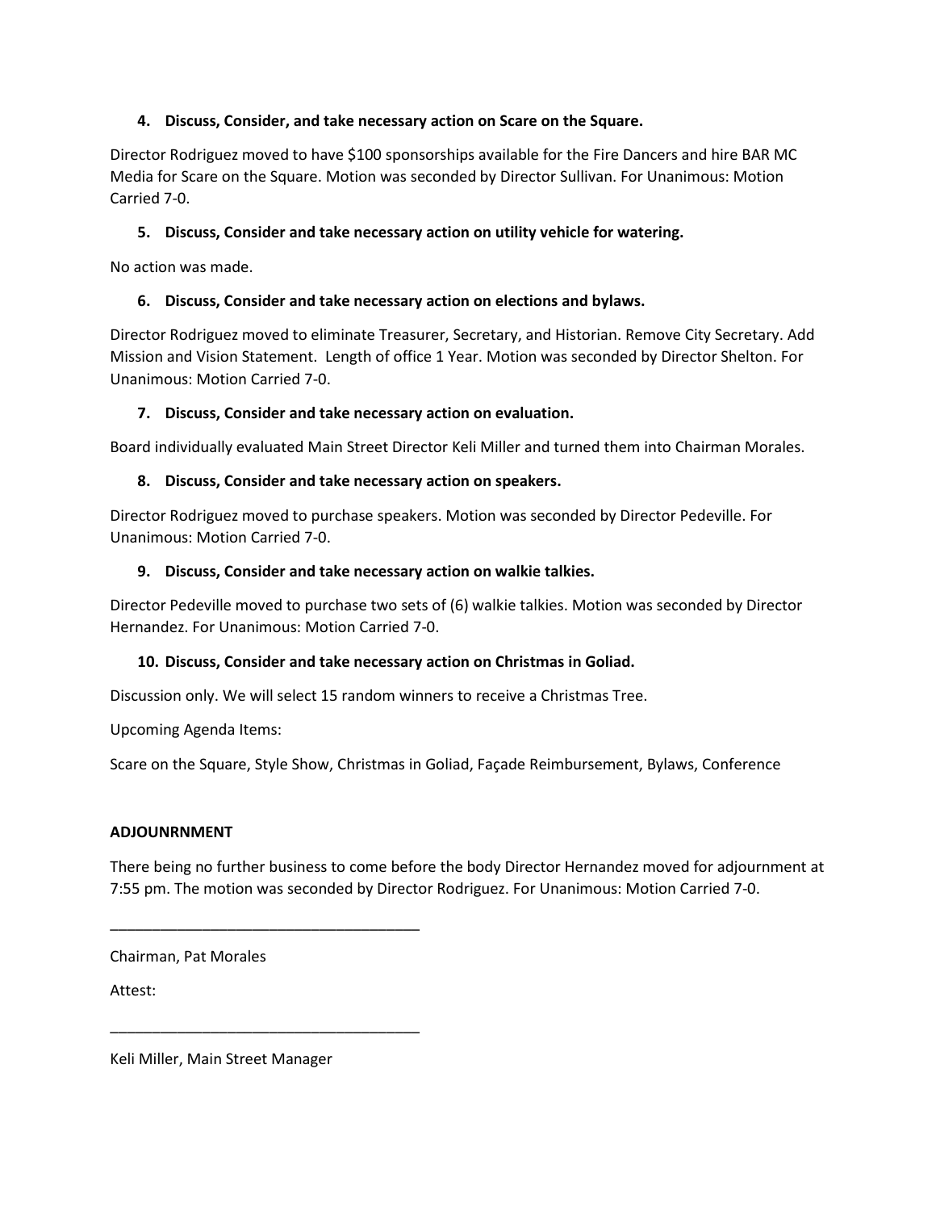**4. Discuss, Consider, and take necessary action on Scare on the Square.**

Director Rodriguez moved to have $100 sponsorships available for the Fire Dancers and hire BAR MC Media for Scare on the Square. Motion was seconded by Director Sullivan. For Unanimous: Motion Carried 7-0.

**5. Discuss, Consider and take necessary action on utility vehicle for watering.**

No action was made.

**6. Discuss, Consider and take necessary action on elections and bylaws.**

Director Rodriguez moved to eliminate Treasurer, Secretary, and Historian. Remove City Secretary. Add Mission and Vision Statement. Length of office 1 Year. Motion was seconded by Director Shelton. For Unanimous: Motion Carried 7-0.

**7. Discuss, Consider and take necessary action on evaluation.**

Board individually evaluated Main Street Director Keli Miller and turned them into Chairman Morales.

**8. Discuss, Consider and take necessary action on speakers.**

Director Rodriguez moved to purchase speakers. Motion was seconded by Director Pedeville. For Unanimous: Motion Carried 7-0.

**9. Discuss, Consider and take necessary action on walkie talkies.**

Director Pedeville moved to purchase two sets of (6) walkie talkies. Motion was seconded by Director Hernandez. For Unanimous: Motion Carried 7-0.

**10. Discuss, Consider and take necessary action on Christmas in Goliad.**

Discussion only. We will select 15 random winners to receive a Christmas Tree.

Upcoming Agenda Items:

Scare on the Square, Style Show, Christmas in Goliad, Façade Reimbursement, Bylaws, Conference

**ADJOUNRNMENT**

There being no further business to come before the body Director Hernandez moved for adjournment at 7:55 pm. The motion was seconded by Director Rodriguez. For Unanimous: Motion Carried 7-0.

______________________________________

Chairman, Pat Morales

Attest:

______________________________________

Keli Miller, Main Street Manager